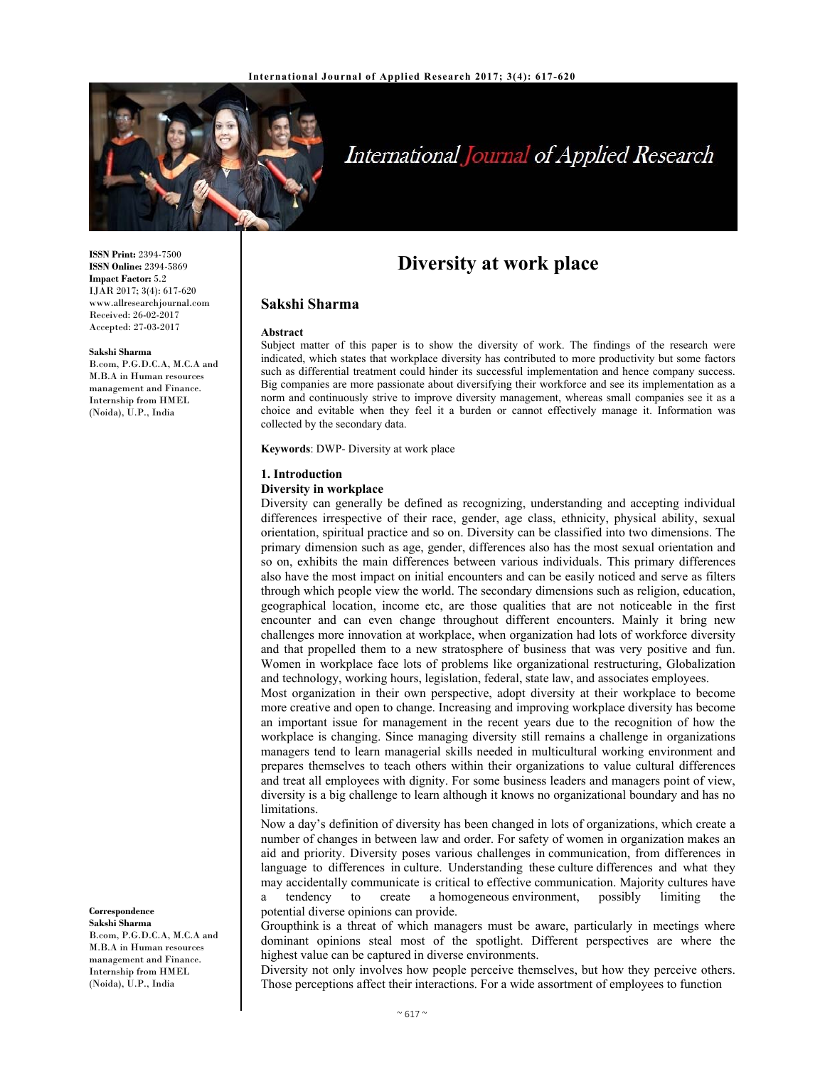# Diversity at work place

**Sakshi Sharma**

ISSN Print: 2394-7500
ISSN Online: 2394-5869
Impact Factor: 5.2
IJAR 2017; 3(4): 617-620
www.allresearchjournal.com
Received: 26-02-2017
Accepted: 27-03-2017

**Sakshi Sharma**
B.com, P.G.D.C.A, M.C.A and M.B.A in Human resources management and Finance. Internship from HMEL (Noida), U.P., India

**Correspondence**
**Sakshi Sharma**
B.com, P.G.D.C.A, M.C.A and M.B.A in Human resources management and Finance. Internship from HMEL (Noida), U.P., India

### Abstract

Subject matter of this paper is to show the diversity of work. The findings of the research were indicated, which states that workplace diversity has contributed to more productivity but some factors such as differential treatment could hinder its successful implementation and hence company success. Big companies are more passionate about diversifying their workforce and see its implementation as a norm and continuously strive to improve diversity management, whereas small companies see it as a choice and evitable when they feel it a burden or cannot effectively manage it. Information was collected by the secondary data.

**Keywords**: DWP- Diversity at work place

## 1. Introduction

### Diversity in workplace

Diversity can generally be defined as recognizing, understanding and accepting individual differences irrespective of their race, gender, age class, ethnicity, physical ability, sexual orientation, spiritual practice and so on. Diversity can be classified into two dimensions. The primary dimension such as age, gender, differences also has the most sexual orientation and so on, exhibits the main differences between various individuals. This primary differences also have the most impact on initial encounters and can be easily noticed and serve as filters through which people view the world. The secondary dimensions such as religion, education, geographical location, income etc, are those qualities that are not noticeable in the first encounter and can even change throughout different encounters. Mainly it bring new challenges more innovation at workplace, when organization had lots of workforce diversity and that propelled them to a new stratosphere of business that was very positive and fun. Women in workplace face lots of problems like organizational restructuring, Globalization and technology, working hours, legislation, federal, state law, and associates employees.

Most organization in their own perspective, adopt diversity at their workplace to become more creative and open to change. Increasing and improving workplace diversity has become an important issue for management in the recent years due to the recognition of how the workplace is changing. Since managing diversity still remains a challenge in organizations managers tend to learn managerial skills needed in multicultural working environment and prepares themselves to teach others within their organizations to value cultural differences and treat all employees with dignity. For some business leaders and managers point of view, diversity is a big challenge to learn although it knows no organizational boundary and has no limitations.

Now a day's definition of diversity has been changed in lots of organizations, which create a number of changes in between law and order. For safety of women in organization makes an aid and priority. Diversity poses various challenges in communication, from differences in language to differences in culture. Understanding these culture differences and what they may accidentally communicate is critical to effective communication. Majority cultures have a tendency to create a homogeneous environment, possibly limiting the potential diverse opinions can provide.

Groupthink is a threat of which managers must be aware, particularly in meetings where dominant opinions steal most of the spotlight. Different perspectives are where the highest value can be captured in diverse environments.

Diversity not only involves how people perceive themselves, but how they perceive others. Those perceptions affect their interactions. For a wide assortment of employees to function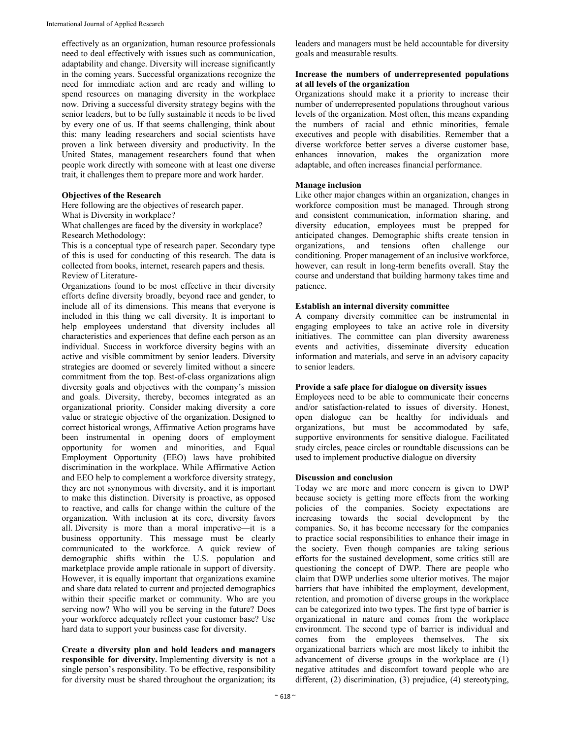effectively as an organization, human resource professionals need to deal effectively with issues such as communication, adaptability and change. Diversity will increase significantly in the coming years. Successful organizations recognize the need for immediate action and are ready and willing to spend resources on managing diversity in the workplace now. Driving a successful diversity strategy begins with the senior leaders, but to be fully sustainable it needs to be lived by every one of us. If that seems challenging, think about this: many leading researchers and social scientists have proven a link between diversity and productivity. In the United States, management researchers found that when people work directly with someone with at least one diverse trait, it challenges them to prepare more and work harder.

**Objectives of the Research**

Here following are the objectives of research paper.

What is Diversity in workplace?

What challenges are faced by the diversity in workplace?

Research Methodology:

This is a conceptual type of research paper. Secondary type of this is used for conducting of this research. The data is collected from books, internet, research papers and thesis.

Review of Literature-

Organizations found to be most effective in their diversity efforts define diversity broadly, beyond race and gender, to include all of its dimensions. This means that everyone is included in this thing we call diversity. It is important to help employees understand that diversity includes all characteristics and experiences that define each person as an individual. Success in workforce diversity begins with an active and visible commitment by senior leaders. Diversity strategies are doomed or severely limited without a sincere commitment from the top. Best-of-class organizations align diversity goals and objectives with the company's mission and goals. Diversity, thereby, becomes integrated as an organizational priority. Consider making diversity a core value or strategic objective of the organization. Designed to correct historical wrongs, Affirmative Action programs have been instrumental in opening doors of employment opportunity for women and minorities, and Equal Employment Opportunity (EEO) laws have prohibited discrimination in the workplace. While Affirmative Action and EEO help to complement a workforce diversity strategy, they are not synonymous with diversity, and it is important to make this distinction. Diversity is proactive, as opposed to reactive, and calls for change within the culture of the organization. With inclusion at its core, diversity favors all. Diversity is more than a moral imperative—it is a business opportunity. This message must be clearly communicated to the workforce. A quick review of demographic shifts within the U.S. population and marketplace provide ample rationale in support of diversity. However, it is equally important that organizations examine and share data related to current and projected demographics within their specific market or community. Who are you serving now? Who will you be serving in the future? Does your workforce adequately reflect your customer base? Use hard data to support your business case for diversity.

**Create a diversity plan and hold leaders and managers responsible for diversity.** Implementing diversity is not a single person's responsibility. To be effective, responsibility for diversity must be shared throughout the organization; its leaders and managers must be held accountable for diversity goals and measurable results.

**Increase the numbers of underrepresented populations at all levels of the organization**

Organizations should make it a priority to increase their number of underrepresented populations throughout various levels of the organization. Most often, this means expanding the numbers of racial and ethnic minorities, female executives and people with disabilities. Remember that a diverse workforce better serves a diverse customer base, enhances innovation, makes the organization more adaptable, and often increases financial performance.

**Manage inclusion**

Like other major changes within an organization, changes in workforce composition must be managed. Through strong and consistent communication, information sharing, and diversity education, employees must be prepped for anticipated changes. Demographic shifts create tension in organizations, and tensions often challenge our conditioning. Proper management of an inclusive workforce, however, can result in long-term benefits overall. Stay the course and understand that building harmony takes time and patience.

**Establish an internal diversity committee**

A company diversity committee can be instrumental in engaging employees to take an active role in diversity initiatives. The committee can plan diversity awareness events and activities, disseminate diversity education information and materials, and serve in an advisory capacity to senior leaders.

**Provide a safe place for dialogue on diversity issues**

Employees need to be able to communicate their concerns and/or satisfaction-related to issues of diversity. Honest, open dialogue can be healthy for individuals and organizations, but must be accommodated by safe, supportive environments for sensitive dialogue. Facilitated study circles, peace circles or roundtable discussions can be used to implement productive dialogue on diversity

**Discussion and conclusion**

Today we are more and more concern is given to DWP because society is getting more effects from the working policies of the companies. Society expectations are increasing towards the social development by the companies. So, it has become necessary for the companies to practice social responsibilities to enhance their image in the society. Even though companies are taking serious efforts for the sustained development, some critics still are questioning the concept of DWP. There are people who claim that DWP underlies some ulterior motives. The major barriers that have inhibited the employment, development, retention, and promotion of diverse groups in the workplace can be categorized into two types. The first type of barrier is organizational in nature and comes from the workplace environment. The second type of barrier is individual and comes from the employees themselves. The six organizational barriers which are most likely to inhibit the advancement of diverse groups in the workplace are (1) negative attitudes and discomfort toward people who are different, (2) discrimination, (3) prejudice, (4) stereotyping,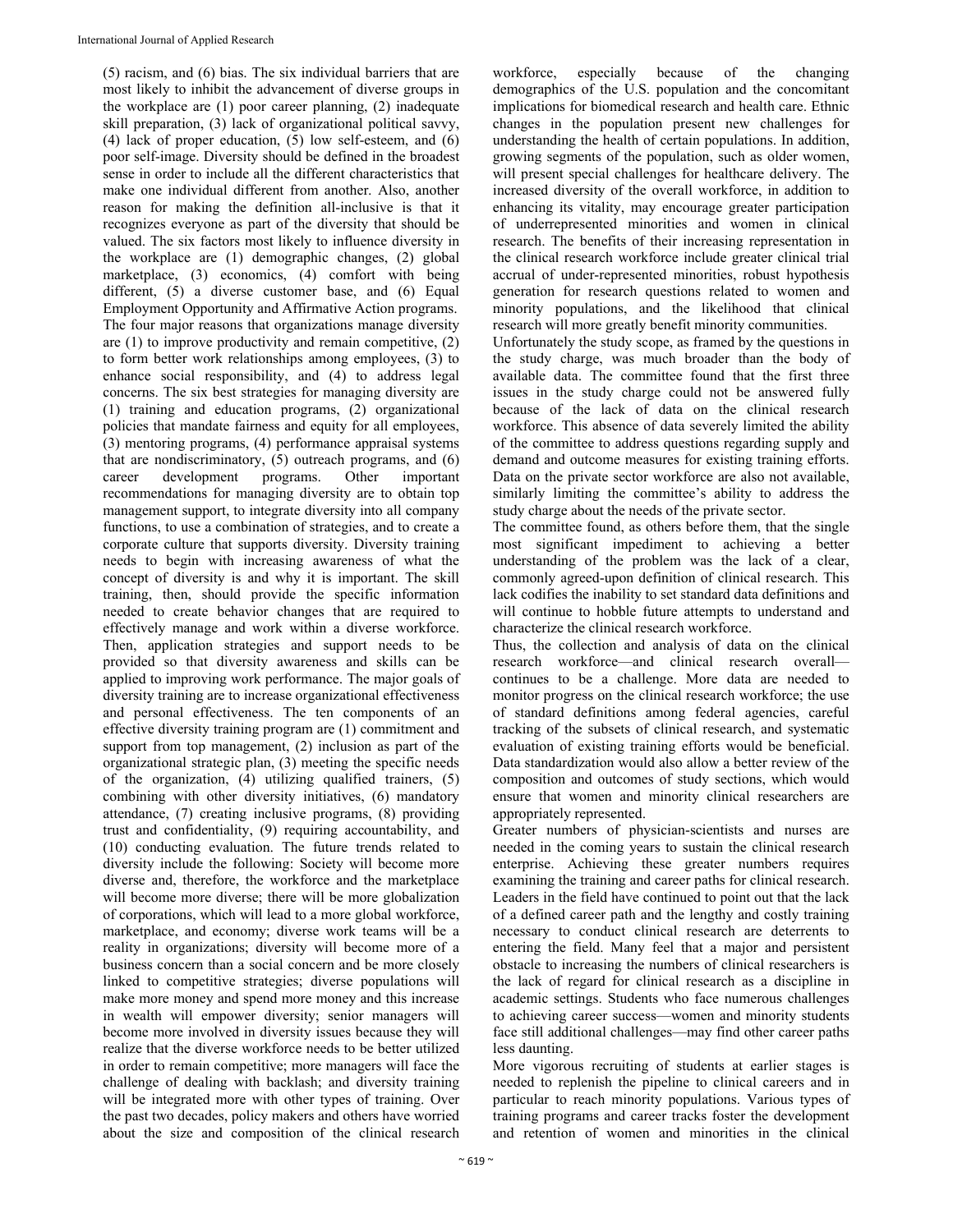(5) racism, and (6) bias. The six individual barriers that are most likely to inhibit the advancement of diverse groups in the workplace are (1) poor career planning, (2) inadequate skill preparation, (3) lack of organizational political savvy, (4) lack of proper education, (5) low self-esteem, and (6) poor self-image. Diversity should be defined in the broadest sense in order to include all the different characteristics that make one individual different from another. Also, another reason for making the definition all-inclusive is that it recognizes everyone as part of the diversity that should be valued. The six factors most likely to influence diversity in the workplace are (1) demographic changes, (2) global marketplace, (3) economics, (4) comfort with being different, (5) a diverse customer base, and (6) Equal Employment Opportunity and Affirmative Action programs. The four major reasons that organizations manage diversity are (1) to improve productivity and remain competitive, (2) to form better work relationships among employees, (3) to enhance social responsibility, and (4) to address legal concerns. The six best strategies for managing diversity are (1) training and education programs, (2) organizational policies that mandate fairness and equity for all employees, (3) mentoring programs, (4) performance appraisal systems that are nondiscriminatory, (5) outreach programs, and (6) career development programs. Other important recommendations for managing diversity are to obtain top management support, to integrate diversity into all company functions, to use a combination of strategies, and to create a corporate culture that supports diversity. Diversity training needs to begin with increasing awareness of what the concept of diversity is and why it is important. The skill training, then, should provide the specific information needed to create behavior changes that are required to effectively manage and work within a diverse workforce. Then, application strategies and support needs to be provided so that diversity awareness and skills can be applied to improving work performance. The major goals of diversity training are to increase organizational effectiveness and personal effectiveness. The ten components of an effective diversity training program are (1) commitment and support from top management, (2) inclusion as part of the organizational strategic plan, (3) meeting the specific needs of the organization, (4) utilizing qualified trainers, (5) combining with other diversity initiatives, (6) mandatory attendance, (7) creating inclusive programs, (8) providing trust and confidentiality, (9) requiring accountability, and (10) conducting evaluation. The future trends related to diversity include the following: Society will become more diverse and, therefore, the workforce and the marketplace will become more diverse; there will be more globalization of corporations, which will lead to a more global workforce, marketplace, and economy; diverse work teams will be a reality in organizations; diversity will become more of a business concern than a social concern and be more closely linked to competitive strategies; diverse populations will make more money and spend more money and this increase in wealth will empower diversity; senior managers will become more involved in diversity issues because they will realize that the diverse workforce needs to be better utilized in order to remain competitive; more managers will face the challenge of dealing with backlash; and diversity training will be integrated more with other types of training. Over the past two decades, policy makers and others have worried about the size and composition of the clinical research workforce, especially because of the changing demographics of the U.S. population and the concomitant implications for biomedical research and health care. Ethnic changes in the population present new challenges for understanding the health of certain populations. In addition, growing segments of the population, such as older women, will present special challenges for healthcare delivery. The increased diversity of the overall workforce, in addition to enhancing its vitality, may encourage greater participation of underrepresented minorities and women in clinical research. The benefits of their increasing representation in the clinical research workforce include greater clinical trial accrual of under-represented minorities, robust hypothesis generation for research questions related to women and minority populations, and the likelihood that clinical research will more greatly benefit minority communities.

Unfortunately the study scope, as framed by the questions in the study charge, was much broader than the body of available data. The committee found that the first three issues in the study charge could not be answered fully because of the lack of data on the clinical research workforce. This absence of data severely limited the ability of the committee to address questions regarding supply and demand and outcome measures for existing training efforts. Data on the private sector workforce are also not available, similarly limiting the committee's ability to address the study charge about the needs of the private sector.

The committee found, as others before them, that the single most significant impediment to achieving a better understanding of the problem was the lack of a clear, commonly agreed-upon definition of clinical research. This lack codifies the inability to set standard data definitions and will continue to hobble future attempts to understand and characterize the clinical research workforce.

Thus, the collection and analysis of data on the clinical research workforce—and clinical research overall—continues to be a challenge. More data are needed to monitor progress on the clinical research workforce; the use of standard definitions among federal agencies, careful tracking of the subsets of clinical research, and systematic evaluation of existing training efforts would be beneficial. Data standardization would also allow a better review of the composition and outcomes of study sections, which would ensure that women and minority clinical researchers are appropriately represented.

Greater numbers of physician-scientists and nurses are needed in the coming years to sustain the clinical research enterprise. Achieving these greater numbers requires examining the training and career paths for clinical research. Leaders in the field have continued to point out that the lack of a defined career path and the lengthy and costly training necessary to conduct clinical research are deterrents to entering the field. Many feel that a major and persistent obstacle to increasing the numbers of clinical researchers is the lack of regard for clinical research as a discipline in academic settings. Students who face numerous challenges to achieving career success—women and minority students face still additional challenges—may find other career paths less daunting.

More vigorous recruiting of students at earlier stages is needed to replenish the pipeline to clinical careers and in particular to reach minority populations. Various types of training programs and career tracks foster the development and retention of women and minorities in the clinical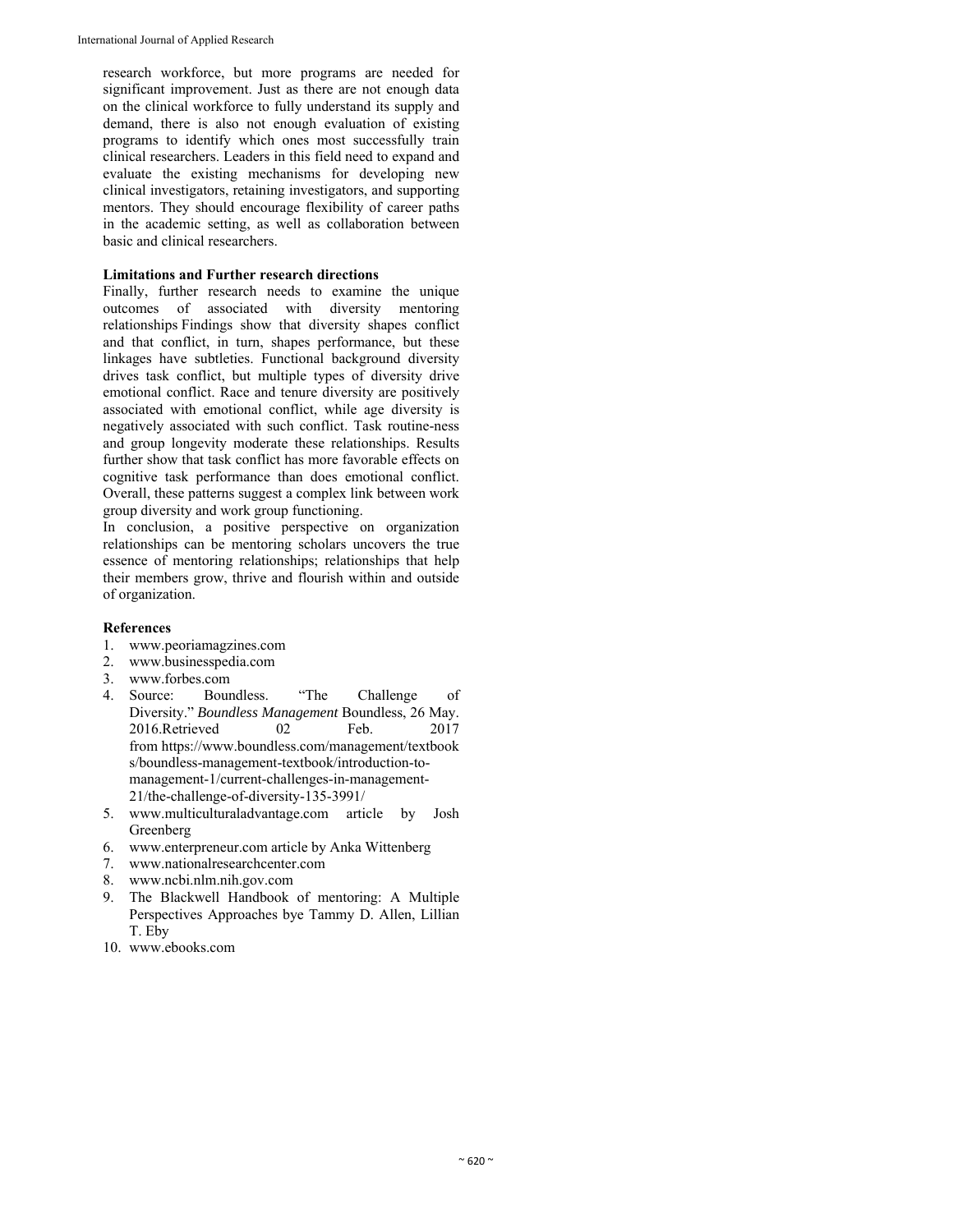research workforce, but more programs are needed for significant improvement. Just as there are not enough data on the clinical workforce to fully understand its supply and demand, there is also not enough evaluation of existing programs to identify which ones most successfully train clinical researchers. Leaders in this field need to expand and evaluate the existing mechanisms for developing new clinical investigators, retaining investigators, and supporting mentors. They should encourage flexibility of career paths in the academic setting, as well as collaboration between basic and clinical researchers.

**Limitations and Further research directions**

Finally, further research needs to examine the unique outcomes of associated with diversity mentoring relationships Findings show that diversity shapes conflict and that conflict, in turn, shapes performance, but these linkages have subtleties. Functional background diversity drives task conflict, but multiple types of diversity drive emotional conflict. Race and tenure diversity are positively associated with emotional conflict, while age diversity is negatively associated with such conflict. Task routine-ness and group longevity moderate these relationships. Results further show that task conflict has more favorable effects on cognitive task performance than does emotional conflict. Overall, these patterns suggest a complex link between work group diversity and work group functioning.

In conclusion, a positive perspective on organization relationships can be mentoring scholars uncovers the true essence of mentoring relationships; relationships that help their members grow, thrive and flourish within and outside of organization.

**References**

1. www.peoriamagzines.com
2. www.businesspedia.com
3. www.forbes.com
4. Source: Boundless. "The Challenge of Diversity." *Boundless Management* Boundless, 26 May. 2016.Retrieved 02 Feb. 2017 from https://www.boundless.com/management/textbooks/boundless-management-textbook/introduction-to-management-1/current-challenges-in-management-21/the-challenge-of-diversity-135-3991/
5. www.multiculturaladvantage.com article by Josh Greenberg
6. www.enterpreneur.com article by Anka Wittenberg
7. www.nationalresearchcenter.com
8. www.ncbi.nlm.nih.gov.com
9. The Blackwell Handbook of mentoring: A Multiple Perspectives Approaches bye Tammy D. Allen, Lillian T. Eby
10. www.ebooks.com